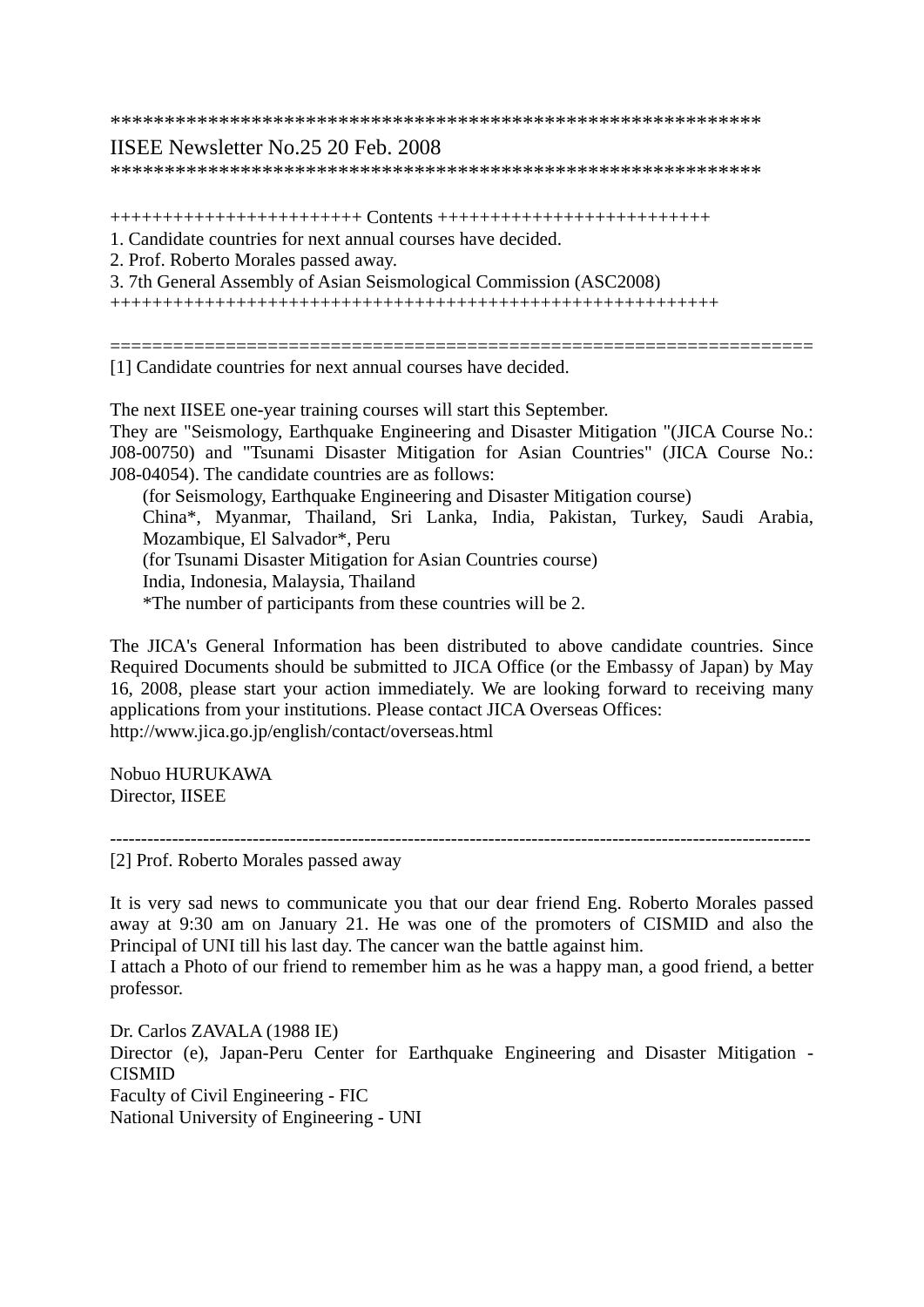************************************************************

IISEE Newsletter No.25 20 Feb. 2008

************************************************************

++++++++++++++++++++++++ Contents ++++++++++++++++++++++++++

1. Candidate countries for next annual courses have decided.
2. Prof. Roberto Morales passed away.
3. 7th General Assembly of Asian Seismological Commission (ASC2008)

++++++++++++++++++++++++++++++++++++++++++++++++++++++++

=================================================================

[1] Candidate countries for next annual courses have decided.

The next IISEE one-year training courses will start this September.
They are "Seismology, Earthquake Engineering and Disaster Mitigation "(JICA Course No.: J08-00750) and "Tsunami Disaster Mitigation for Asian Countries" (JICA Course No.: J08-04054). The candidate countries are as follows:

(for Seismology, Earthquake Engineering and Disaster Mitigation course)
China*, Myanmar, Thailand, Sri Lanka, India, Pakistan, Turkey, Saudi Arabia, Mozambique, El Salvador*, Peru
(for Tsunami Disaster Mitigation for Asian Countries course)
India, Indonesia, Malaysia, Thailand
*The number of participants from these countries will be 2.

The JICA's General Information has been distributed to above candidate countries. Since Required Documents should be submitted to JICA Office (or the Embassy of Japan) by May 16, 2008, please start your action immediately. We are looking forward to receiving many applications from your institutions. Please contact JICA Overseas Offices:
http://www.jica.go.jp/english/contact/overseas.html

Nobuo HURUKAWA
Director, IISEE

--------------------------------------------------------------------------------------------------------------

[2] Prof. Roberto Morales passed away

It is very sad news to communicate you that our dear friend Eng. Roberto Morales passed away at 9:30 am on January 21. He was one of the promoters of CISMID and also the Principal of UNI till his last day. The cancer wan the battle against him.
I attach a Photo of our friend to remember him as he was a happy man, a good friend, a better professor.

Dr. Carlos ZAVALA (1988 IE)
Director (e), Japan-Peru Center for Earthquake Engineering and Disaster Mitigation - CISMID
Faculty of Civil Engineering - FIC
National University of Engineering - UNI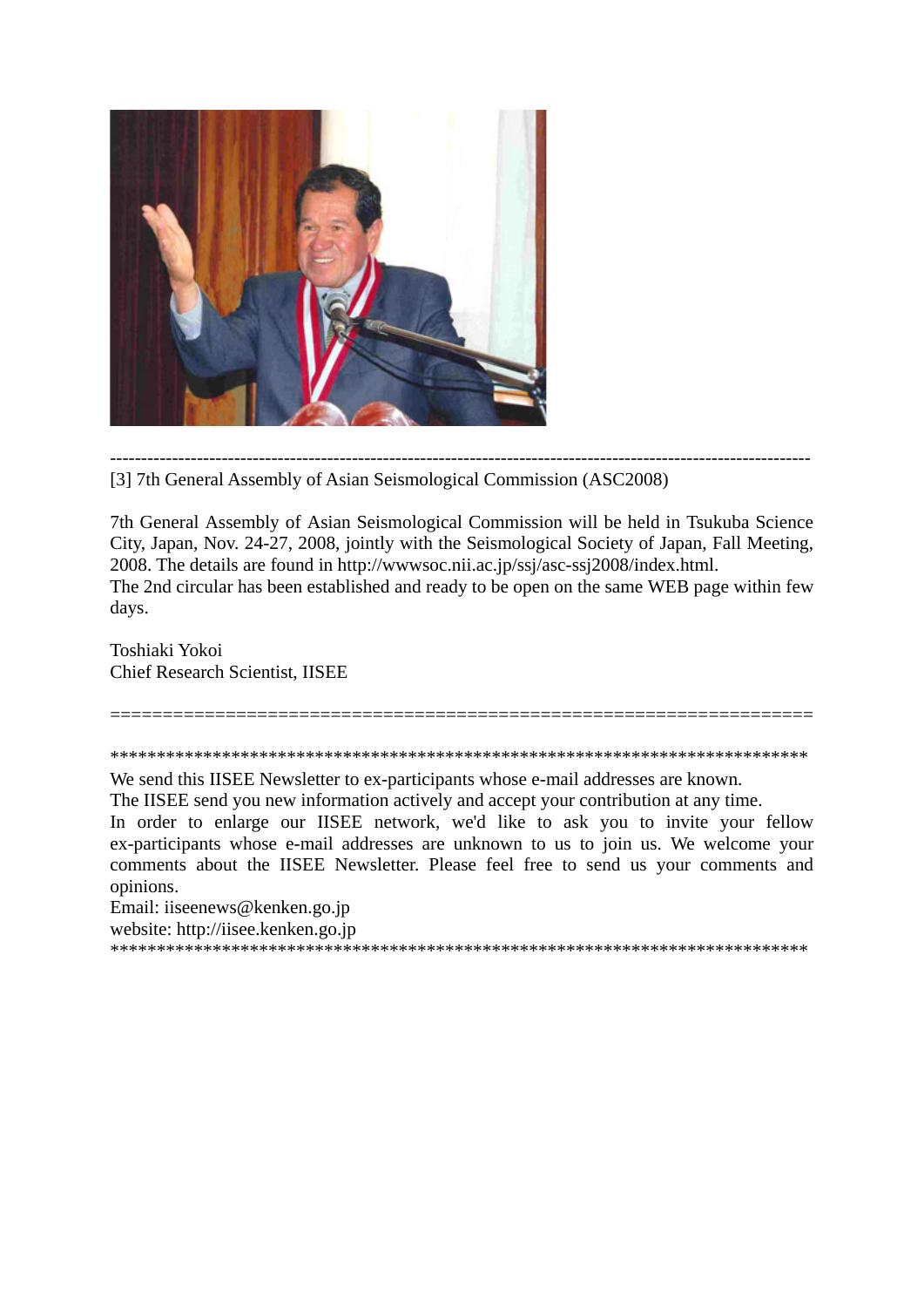---

[3] 7th General Assembly of Asian Seismological Commission (ASC2008)

7th General Assembly of Asian Seismological Commission will be held in Tsukuba Science City, Japan, Nov. 24-27, 2008, jointly with the Seismological Society of Japan, Fall Meeting, 2008. The details are found in http://wwwsoc.nii.ac.jp/ssj/asc-ssj2008/index.html.
The 2nd circular has been established and ready to be open on the same WEB page within few days.

Toshiaki Yokoi
Chief Research Scientist, IISEE

==================================================================

******************************************************************************

We send this IISEE Newsletter to ex-participants whose e-mail addresses are known.
The IISEE send you new information actively and accept your contribution at any time.
In order to enlarge our IISEE network, we'd like to ask you to invite your fellow ex-participants whose e-mail addresses are unknown to us to join us. We welcome your comments about the IISEE Newsletter. Please feel free to send us your comments and opinions.
Email: iiseenews@kenken.go.jp
website: http://iisee.kenken.go.jp

******************************************************************************